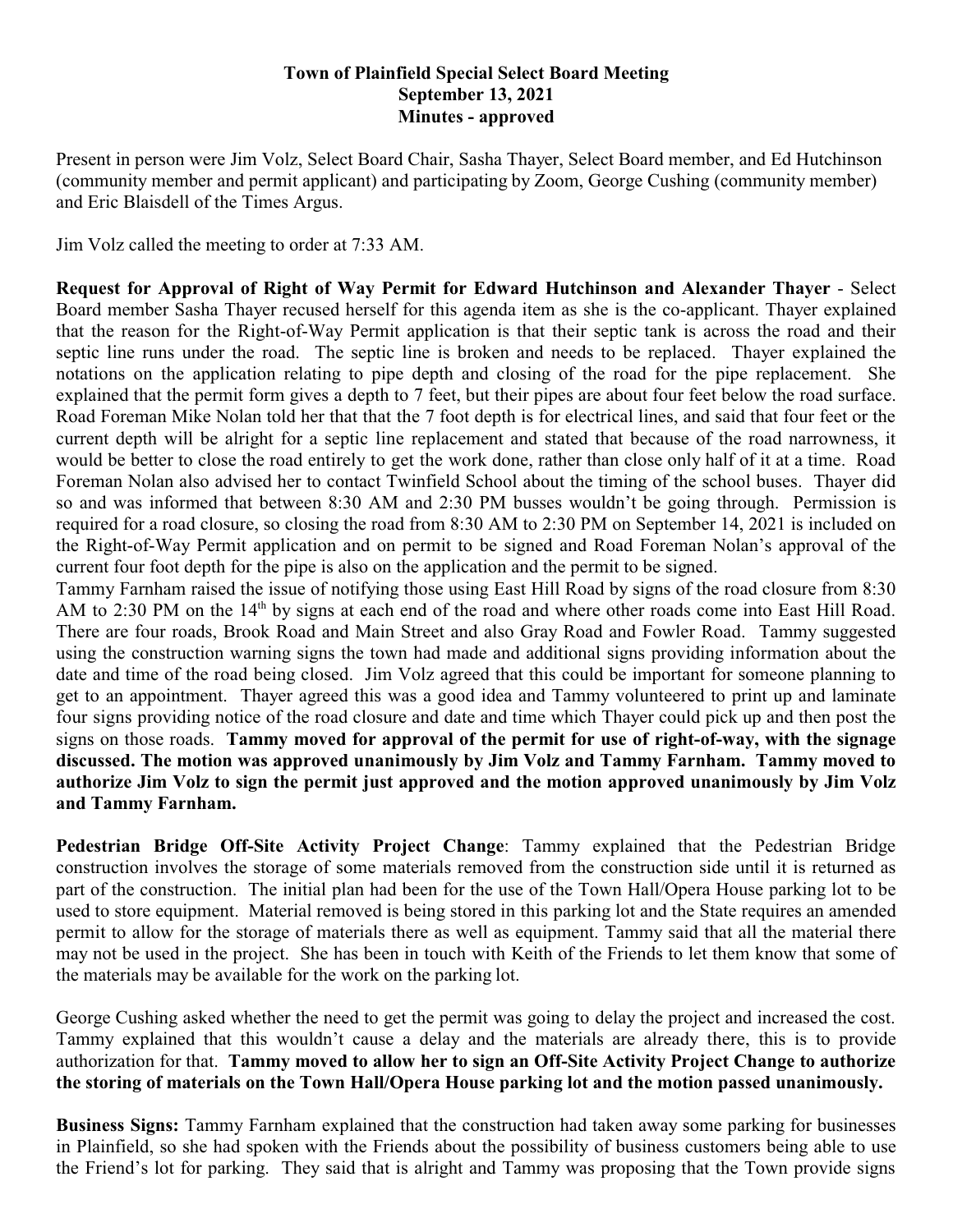# Town of Plainfield Special Select Board Meeting
## September 13, 2021
## Minutes - approved

Present in person were Jim Volz, Select Board Chair, Sasha Thayer, Select Board member, and Ed Hutchinson (community member and permit applicant) and participating by Zoom, George Cushing (community member) and Eric Blaisdell of the Times Argus.

Jim Volz called the meeting to order at 7:33 AM.

**Request for Approval of Right of Way Permit for Edward Hutchinson and Alexander Thayer** - Select Board member Sasha Thayer recused herself for this agenda item as she is the co-applicant. Thayer explained that the reason for the Right-of-Way Permit application is that their septic tank is across the road and their septic line runs under the road. The septic line is broken and needs to be replaced. Thayer explained the notations on the application relating to pipe depth and closing of the road for the pipe replacement. She explained that the permit form gives a depth to 7 feet, but their pipes are about four feet below the road surface. Road Foreman Mike Nolan told her that that the 7 foot depth is for electrical lines, and said that four feet or the current depth will be alright for a septic line replacement and stated that because of the road narrowness, it would be better to close the road entirely to get the work done, rather than close only half of it at a time. Road Foreman Nolan also advised her to contact Twinfield School about the timing of the school buses. Thayer did so and was informed that between 8:30 AM and 2:30 PM busses wouldn't be going through. Permission is required for a road closure, so closing the road from 8:30 AM to 2:30 PM on September 14, 2021 is included on the Right-of-Way Permit application and on permit to be signed and Road Foreman Nolan's approval of the current four foot depth for the pipe is also on the application and the permit to be signed.

Tammy Farnham raised the issue of notifying those using East Hill Road by signs of the road closure from 8:30 AM to 2:30 PM on the 14th by signs at each end of the road and where other roads come into East Hill Road. There are four roads, Brook Road and Main Street and also Gray Road and Fowler Road. Tammy suggested using the construction warning signs the town had made and additional signs providing information about the date and time of the road being closed. Jim Volz agreed that this could be important for someone planning to get to an appointment. Thayer agreed this was a good idea and Tammy volunteered to print up and laminate four signs providing notice of the road closure and date and time which Thayer could pick up and then post the signs on those roads. **Tammy moved for approval of the permit for use of right-of-way, with the signage discussed. The motion was approved unanimously by Jim Volz and Tammy Farnham. Tammy moved to authorize Jim Volz to sign the permit just approved and the motion approved unanimously by Jim Volz and Tammy Farnham.**

**Pedestrian Bridge Off-Site Activity Project Change**: Tammy explained that the Pedestrian Bridge construction involves the storage of some materials removed from the construction side until it is returned as part of the construction. The initial plan had been for the use of the Town Hall/Opera House parking lot to be used to store equipment. Material removed is being stored in this parking lot and the State requires an amended permit to allow for the storage of materials there as well as equipment. Tammy said that all the material there may not be used in the project. She has been in touch with Keith of the Friends to let them know that some of the materials may be available for the work on the parking lot.

George Cushing asked whether the need to get the permit was going to delay the project and increased the cost. Tammy explained that this wouldn't cause a delay and the materials are already there, this is to provide authorization for that. **Tammy moved to allow her to sign an Off-Site Activity Project Change to authorize the storing of materials on the Town Hall/Opera House parking lot and the motion passed unanimously.**

**Business Signs:** Tammy Farnham explained that the construction had taken away some parking for businesses in Plainfield, so she had spoken with the Friends about the possibility of business customers being able to use the Friend's lot for parking. They said that is alright and Tammy was proposing that the Town provide signs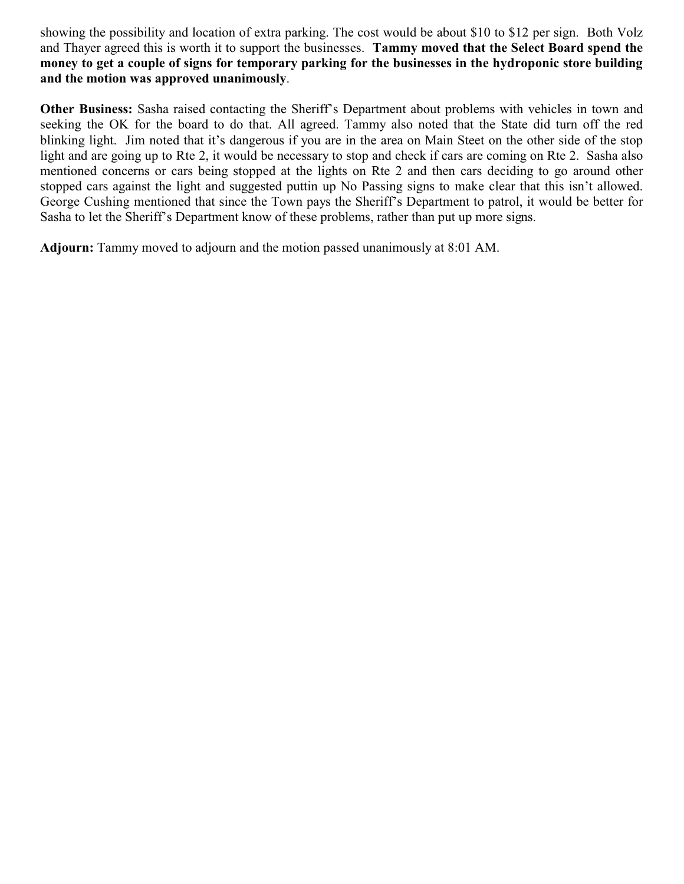showing the possibility and location of extra parking. The cost would be about $10 to $12 per sign. Both Volz and Thayer agreed this is worth it to support the businesses. **Tammy moved that the Select Board spend the money to get a couple of signs for temporary parking for the businesses in the hydroponic store building and the motion was approved unanimously**.

**Other Business:** Sasha raised contacting the Sheriff's Department about problems with vehicles in town and seeking the OK for the board to do that. All agreed. Tammy also noted that the State did turn off the red blinking light. Jim noted that it's dangerous if you are in the area on Main Steet on the other side of the stop light and are going up to Rte 2, it would be necessary to stop and check if cars are coming on Rte 2. Sasha also mentioned concerns or cars being stopped at the lights on Rte 2 and then cars deciding to go around other stopped cars against the light and suggested puttin up No Passing signs to make clear that this isn't allowed. George Cushing mentioned that since the Town pays the Sheriff's Department to patrol, it would be better for Sasha to let the Sheriff's Department know of these problems, rather than put up more signs.

**Adjourn:** Tammy moved to adjourn and the motion passed unanimously at 8:01 AM.